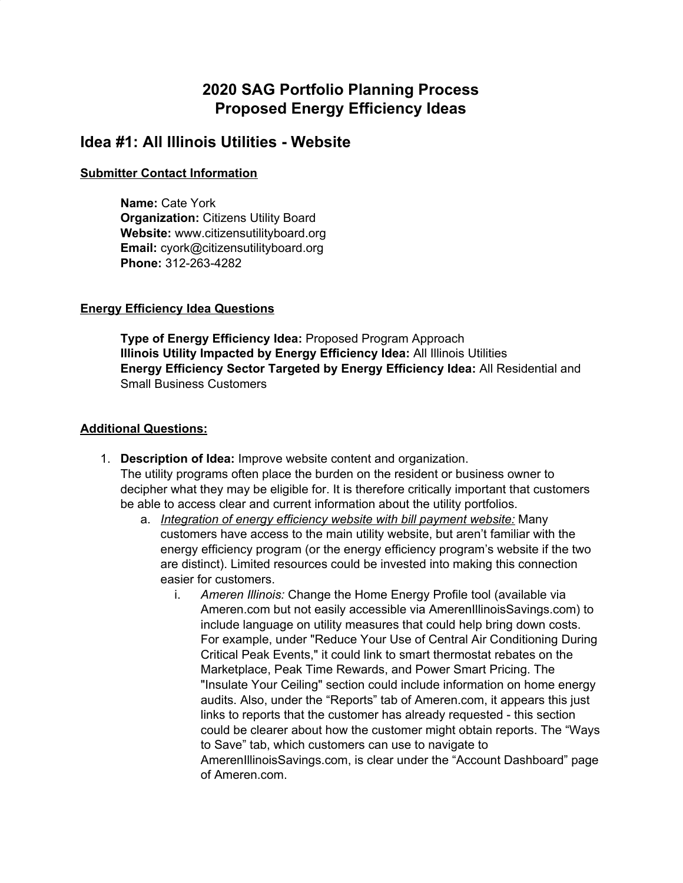# 2020 SAG Portfolio Planning Process
# Proposed Energy Efficiency Ideas

## Idea #1: All Illinois Utilities - Website

**Submitter Contact Information**

**Name:** Cate York
**Organization:** Citizens Utility Board
**Website:** www.citizensutilityboard.org
**Email:** cyork@citizensutilityboard.org
**Phone:** 312-263-4282

**Energy Efficiency Idea Questions**

**Type of Energy Efficiency Idea:** Proposed Program Approach
**Illinois Utility Impacted by Energy Efficiency Idea:** All Illinois Utilities
**Energy Efficiency Sector Targeted by Energy Efficiency Idea:** All Residential and Small Business Customers

**Additional Questions:**

1. **Description of Idea:** Improve website content and organization.
   The utility programs often place the burden on the resident or business owner to decipher what they may be eligible for. It is therefore critically important that customers be able to access clear and current information about the utility portfolios.
   a. *Integration of energy efficiency website with bill payment website:* Many customers have access to the main utility website, but aren't familiar with the energy efficiency program (or the energy efficiency program's website if the two are distinct). Limited resources could be invested into making this connection easier for customers.
      i. *Ameren Illinois:* Change the Home Energy Profile tool (available via Ameren.com but not easily accessible via AmerenIllinoisSavings.com) to include language on utility measures that could help bring down costs. For example, under "Reduce Your Use of Central Air Conditioning During Critical Peak Events," it could link to smart thermostat rebates on the Marketplace, Peak Time Rewards, and Power Smart Pricing. The "Insulate Your Ceiling" section could include information on home energy audits. Also, under the "Reports" tab of Ameren.com, it appears this just links to reports that the customer has already requested - this section could be clearer about how the customer might obtain reports. The "Ways to Save" tab, which customers can use to navigate to AmerenIllinoisSavings.com, is clear under the "Account Dashboard" page of Ameren.com.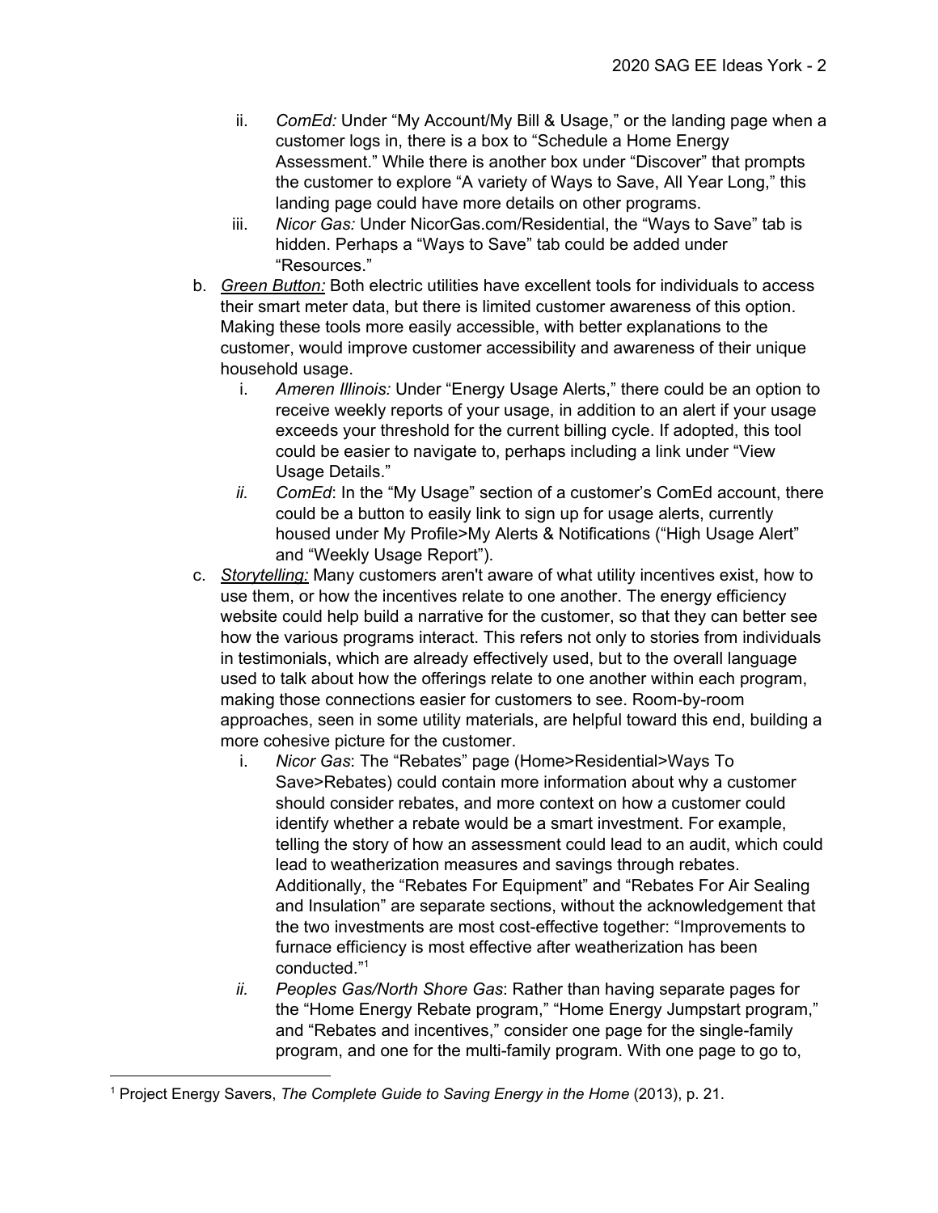ii. *ComEd:* Under "My Account/My Bill & Usage," or the landing page when a customer logs in, there is a box to "Schedule a Home Energy Assessment." While there is another box under "Discover" that prompts the customer to explore "A variety of Ways to Save, All Year Long," this landing page could have more details on other programs.

   iii. *Nicor Gas:* Under NicorGas.com/Residential, the "Ways to Save" tab is hidden. Perhaps a "Ways to Save" tab could be added under "Resources."

b. *Green Button:* Both electric utilities have excellent tools for individuals to access their smart meter data, but there is limited customer awareness of this option. Making these tools more easily accessible, with better explanations to the customer, would improve customer accessibility and awareness of their unique household usage.

   i. *Ameren Illinois:* Under "Energy Usage Alerts," there could be an option to receive weekly reports of your usage, in addition to an alert if your usage exceeds your threshold for the current billing cycle. If adopted, this tool could be easier to navigate to, perhaps including a link under "View Usage Details."

   ii. *ComEd*: In the "My Usage" section of a customer's ComEd account, there could be a button to easily link to sign up for usage alerts, currently housed under My Profile>My Alerts & Notifications ("High Usage Alert" and "Weekly Usage Report").

c. *Storytelling:* Many customers aren't aware of what utility incentives exist, how to use them, or how the incentives relate to one another. The energy efficiency website could help build a narrative for the customer, so that they can better see how the various programs interact. This refers not only to stories from individuals in testimonials, which are already effectively used, but to the overall language used to talk about how the offerings relate to one another within each program, making those connections easier for customers to see. Room-by-room approaches, seen in some utility materials, are helpful toward this end, building a more cohesive picture for the customer.

   i. *Nicor Gas*: The "Rebates" page (Home>Residential>Ways To Save>Rebates) could contain more information about why a customer should consider rebates, and more context on how a customer could identify whether a rebate would be a smart investment. For example, telling the story of how an assessment could lead to an audit, which could lead to weatherization measures and savings through rebates. Additionally, the "Rebates For Equipment" and "Rebates For Air Sealing and Insulation" are separate sections, without the acknowledgement that the two investments are most cost-effective together: "Improvements to furnace efficiency is most effective after weatherization has been conducted."[1]

   ii. *Peoples Gas/North Shore Gas*: Rather than having separate pages for the "Home Energy Rebate program," "Home Energy Jumpstart program," and "Rebates and incentives," consider one page for the single-family program, and one for the multi-family program. With one page to go to,

---

[1] Project Energy Savers, *The Complete Guide to Saving Energy in the Home* (2013), p. 21.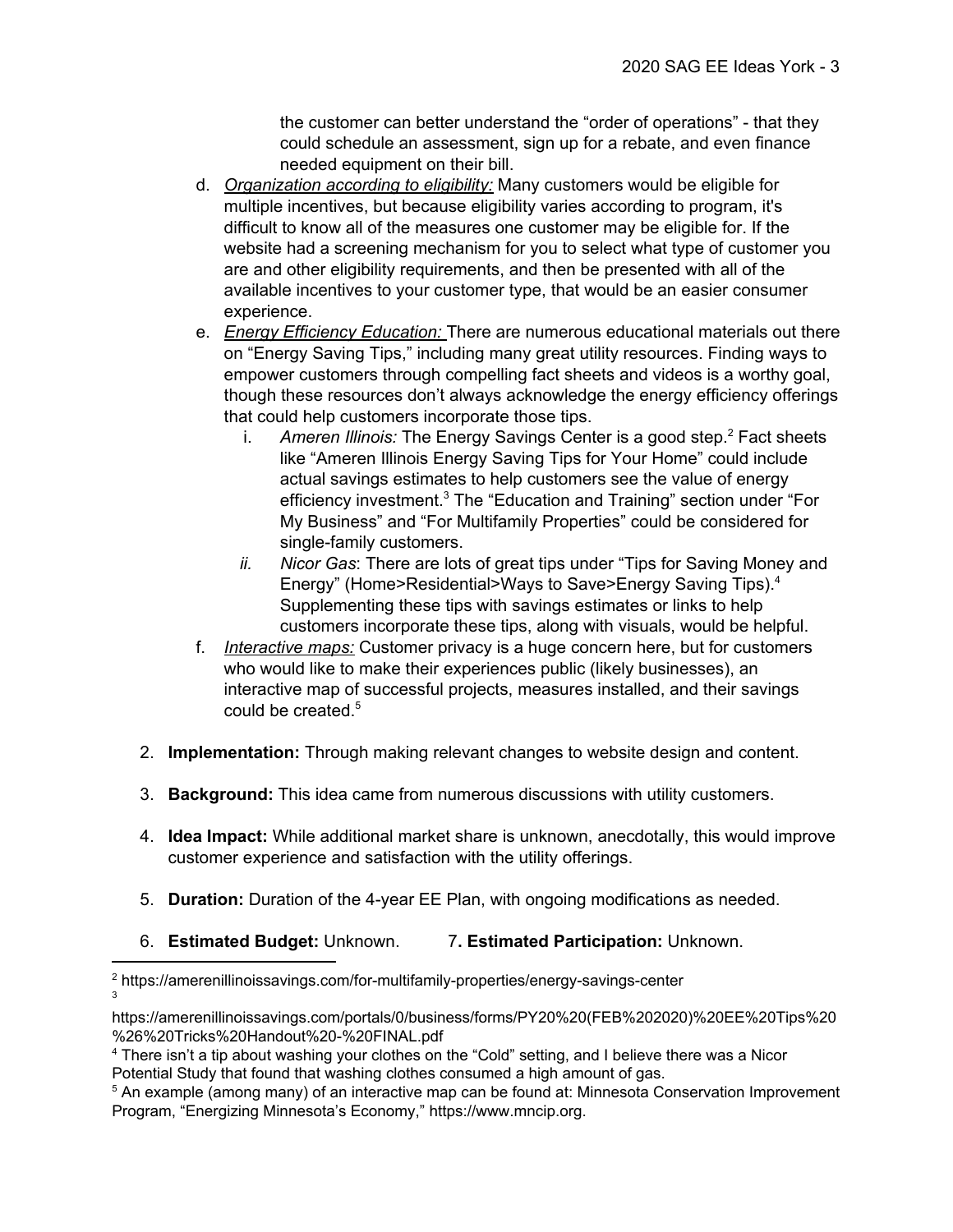the customer can better understand the "order of operations" - that they could schedule an assessment, sign up for a rebate, and even finance needed equipment on their bill.

d. *Organization according to eligibility:* Many customers would be eligible for multiple incentives, but because eligibility varies according to program, it's difficult to know all of the measures one customer may be eligible for. If the website had a screening mechanism for you to select what type of customer you are and other eligibility requirements, and then be presented with all of the available incentives to your customer type, that would be an easier consumer experience.

e. *Energy Efficiency Education:* There are numerous educational materials out there on "Energy Saving Tips," including many great utility resources. Finding ways to empower customers through compelling fact sheets and videos is a worthy goal, though these resources don't always acknowledge the energy efficiency offerings that could help customers incorporate those tips.

   i. *Ameren Illinois:* The Energy Savings Center is a good step.[2] Fact sheets like "Ameren Illinois Energy Saving Tips for Your Home" could include actual savings estimates to help customers see the value of energy efficiency investment.[3] The "Education and Training" section under "For My Business" and "For Multifamily Properties" could be considered for single-family customers.

   ii. *Nicor Gas*: There are lots of great tips under "Tips for Saving Money and Energy" (Home>Residential>Ways to Save>Energy Saving Tips).[4] Supplementing these tips with savings estimates or links to help customers incorporate these tips, along with visuals, would be helpful.

f. *Interactive maps:* Customer privacy is a huge concern here, but for customers who would like to make their experiences public (likely businesses), an interactive map of successful projects, measures installed, and their savings could be created.[5]

2. **Implementation:** Through making relevant changes to website design and content.

3. **Background:** This idea came from numerous discussions with utility customers.

4. **Idea Impact:** While additional market share is unknown, anecdotally, this would improve customer experience and satisfaction with the utility offerings.

5. **Duration:** Duration of the 4-year EE Plan, with ongoing modifications as needed.

6. **Estimated Budget:** Unknown. 7**. Estimated Participation:** Unknown.

---

[2] https://amerenillinoissavings.com/for-multifamily-properties/energy-savings-center

[3] https://amerenillinoissavings.com/portals/0/business/forms/PY20%20(FEB%202020)%20EE%20Tips%20%26%20Tricks%20Handout%20-%20FINAL.pdf

[4] There isn't a tip about washing your clothes on the "Cold" setting, and I believe there was a Nicor Potential Study that found that washing clothes consumed a high amount of gas.

[5] An example (among many) of an interactive map can be found at: Minnesota Conservation Improvement Program, "Energizing Minnesota's Economy," https://www.mncip.org.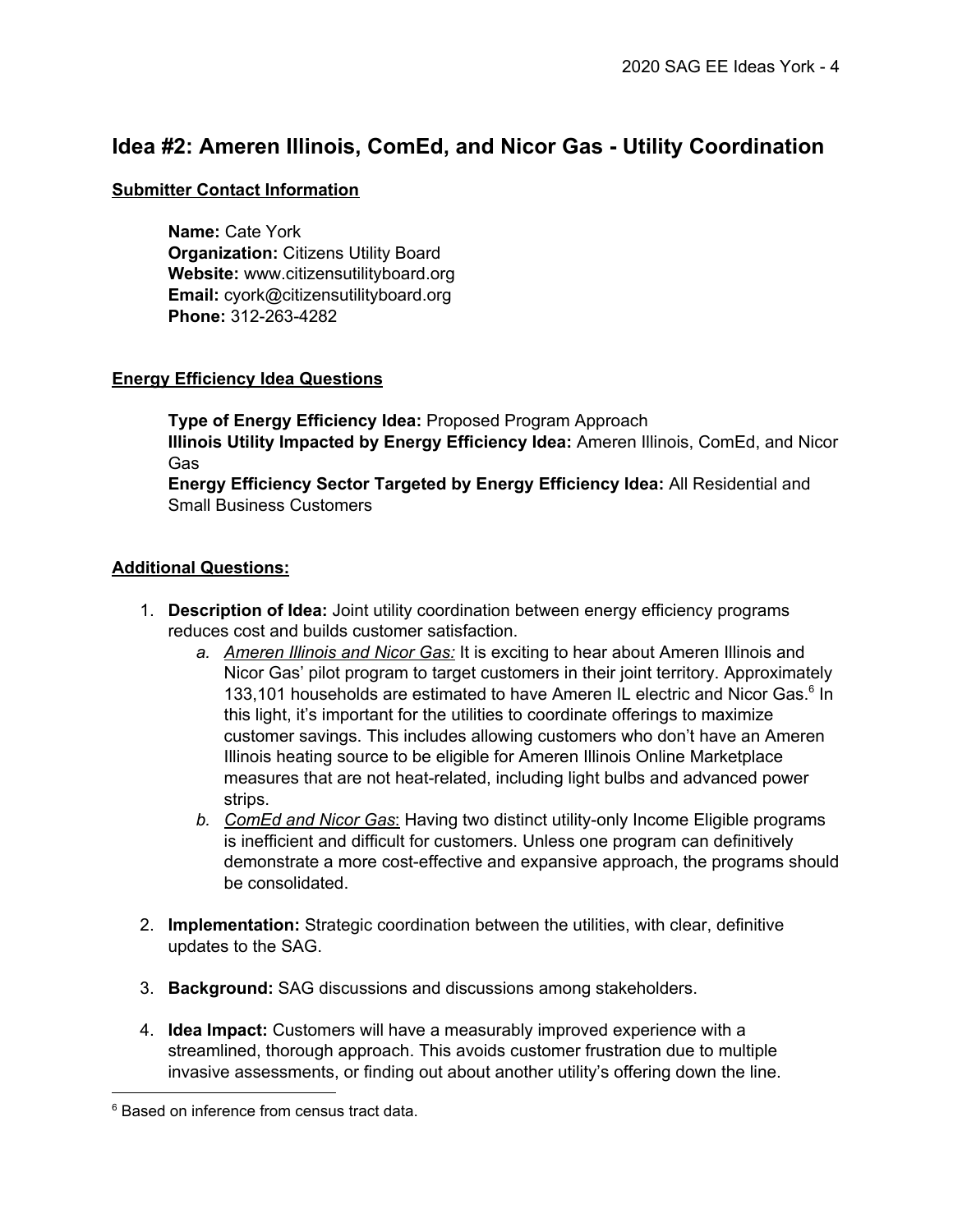## Idea #2: Ameren Illinois, ComEd, and Nicor Gas - Utility Coordination

**Submitter Contact Information**

**Name:** Cate York
**Organization:** Citizens Utility Board
**Website:** www.citizensutilityboard.org
**Email:** cyork@citizensutilityboard.org
**Phone:** 312-263-4282

**Energy Efficiency Idea Questions**

**Type of Energy Efficiency Idea:** Proposed Program Approach
**Illinois Utility Impacted by Energy Efficiency Idea:** Ameren Illinois, ComEd, and Nicor Gas
**Energy Efficiency Sector Targeted by Energy Efficiency Idea:** All Residential and Small Business Customers

**Additional Questions:**

1. **Description of Idea:** Joint utility coordination between energy efficiency programs reduces cost and builds customer satisfaction.
   a. *Ameren Illinois and Nicor Gas:* It is exciting to hear about Ameren Illinois and Nicor Gas' pilot program to target customers in their joint territory. Approximately 133,101 households are estimated to have Ameren IL electric and Nicor Gas.[6] In this light, it's important for the utilities to coordinate offerings to maximize customer savings. This includes allowing customers who don't have an Ameren Illinois heating source to be eligible for Ameren Illinois Online Marketplace measures that are not heat-related, including light bulbs and advanced power strips.
   b. *ComEd and Nicor Gas*: Having two distinct utility-only Income Eligible programs is inefficient and difficult for customers. Unless one program can definitively demonstrate a more cost-effective and expansive approach, the programs should be consolidated.
2. **Implementation:** Strategic coordination between the utilities, with clear, definitive updates to the SAG.
3. **Background:** SAG discussions and discussions among stakeholders.
4. **Idea Impact:** Customers will have a measurably improved experience with a streamlined, thorough approach. This avoids customer frustration due to multiple invasive assessments, or finding out about another utility's offering down the line.

[6] Based on inference from census tract data.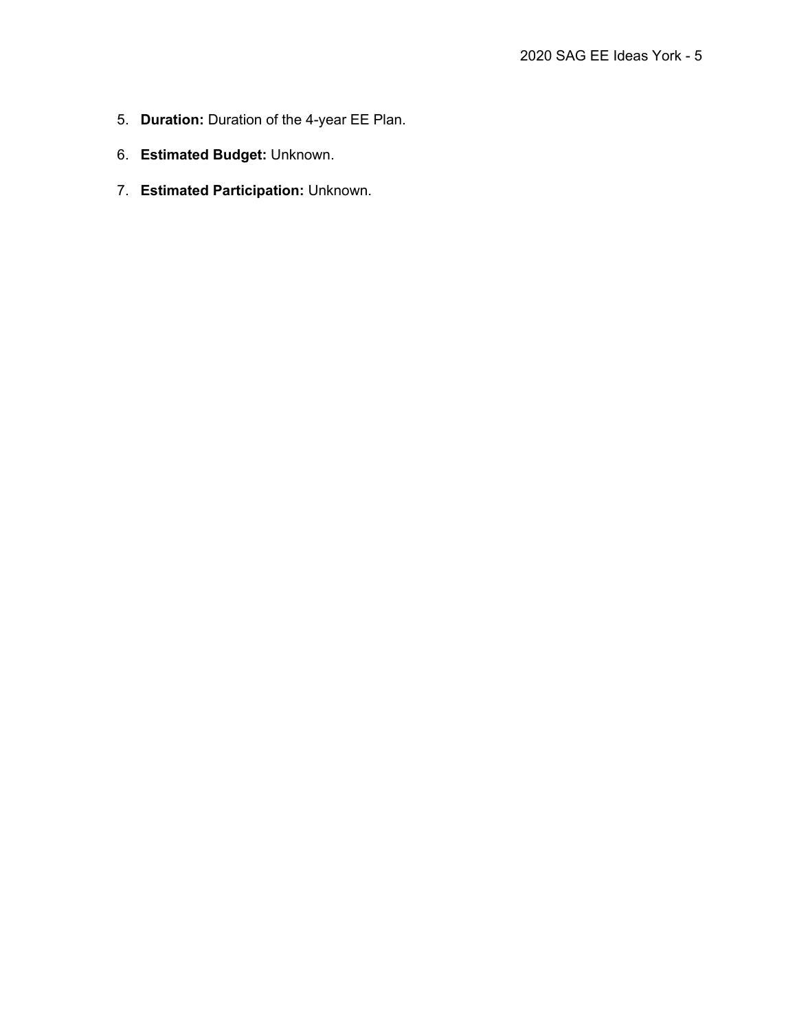5. **Duration:** Duration of the 4-year EE Plan.
6. **Estimated Budget:** Unknown.
7. **Estimated Participation:** Unknown.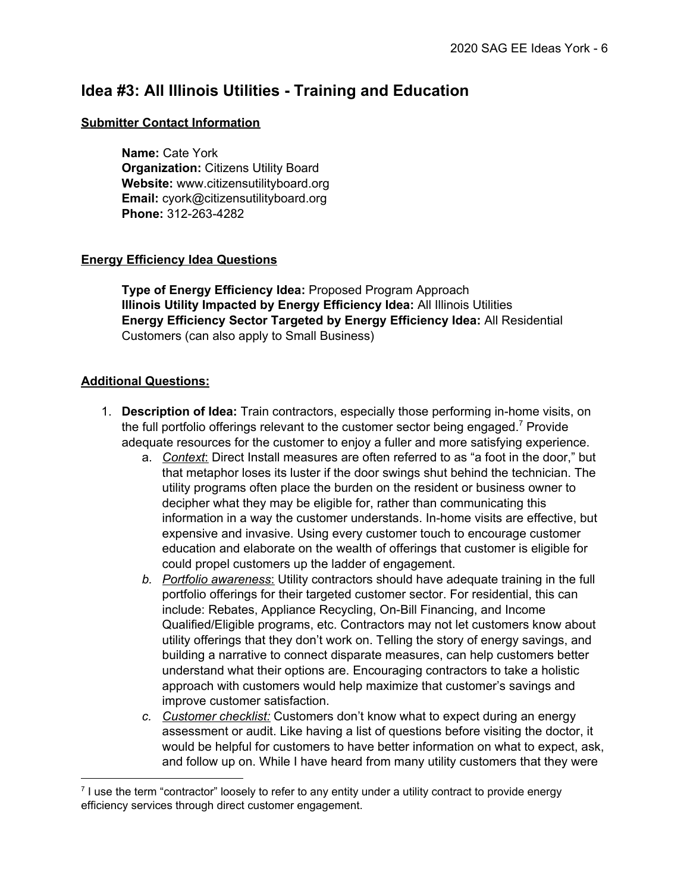## Idea #3: All Illinois Utilities - Training and Education

**Submitter Contact Information**

**Name:** Cate York
**Organization:** Citizens Utility Board
**Website:** www.citizensutilityboard.org
**Email:** cyork@citizensutilityboard.org
**Phone:** 312-263-4282

**Energy Efficiency Idea Questions**

**Type of Energy Efficiency Idea:** Proposed Program Approach
**Illinois Utility Impacted by Energy Efficiency Idea:** All Illinois Utilities
**Energy Efficiency Sector Targeted by Energy Efficiency Idea:** All Residential Customers (can also apply to Small Business)

**Additional Questions:**

1. **Description of Idea:** Train contractors, especially those performing in-home visits, on the full portfolio offerings relevant to the customer sector being engaged.[7] Provide adequate resources for the customer to enjoy a fuller and more satisfying experience.
   a. *Context*: Direct Install measures are often referred to as "a foot in the door," but that metaphor loses its luster if the door swings shut behind the technician. The utility programs often place the burden on the resident or business owner to decipher what they may be eligible for, rather than communicating this information in a way the customer understands. In-home visits are effective, but expensive and invasive. Using every customer touch to encourage customer education and elaborate on the wealth of offerings that customer is eligible for could propel customers up the ladder of engagement.
   b. *Portfolio awareness*: Utility contractors should have adequate training in the full portfolio offerings for their targeted customer sector. For residential, this can include: Rebates, Appliance Recycling, On-Bill Financing, and Income Qualified/Eligible programs, etc. Contractors may not let customers know about utility offerings that they don't work on. Telling the story of energy savings, and building a narrative to connect disparate measures, can help customers better understand what their options are. Encouraging contractors to take a holistic approach with customers would help maximize that customer's savings and improve customer satisfaction.
   c. *Customer checklist:* Customers don't know what to expect during an energy assessment or audit. Like having a list of questions before visiting the doctor, it would be helpful for customers to have better information on what to expect, ask, and follow up on. While I have heard from many utility customers that they were

[7] I use the term "contractor" loosely to refer to any entity under a utility contract to provide energy efficiency services through direct customer engagement.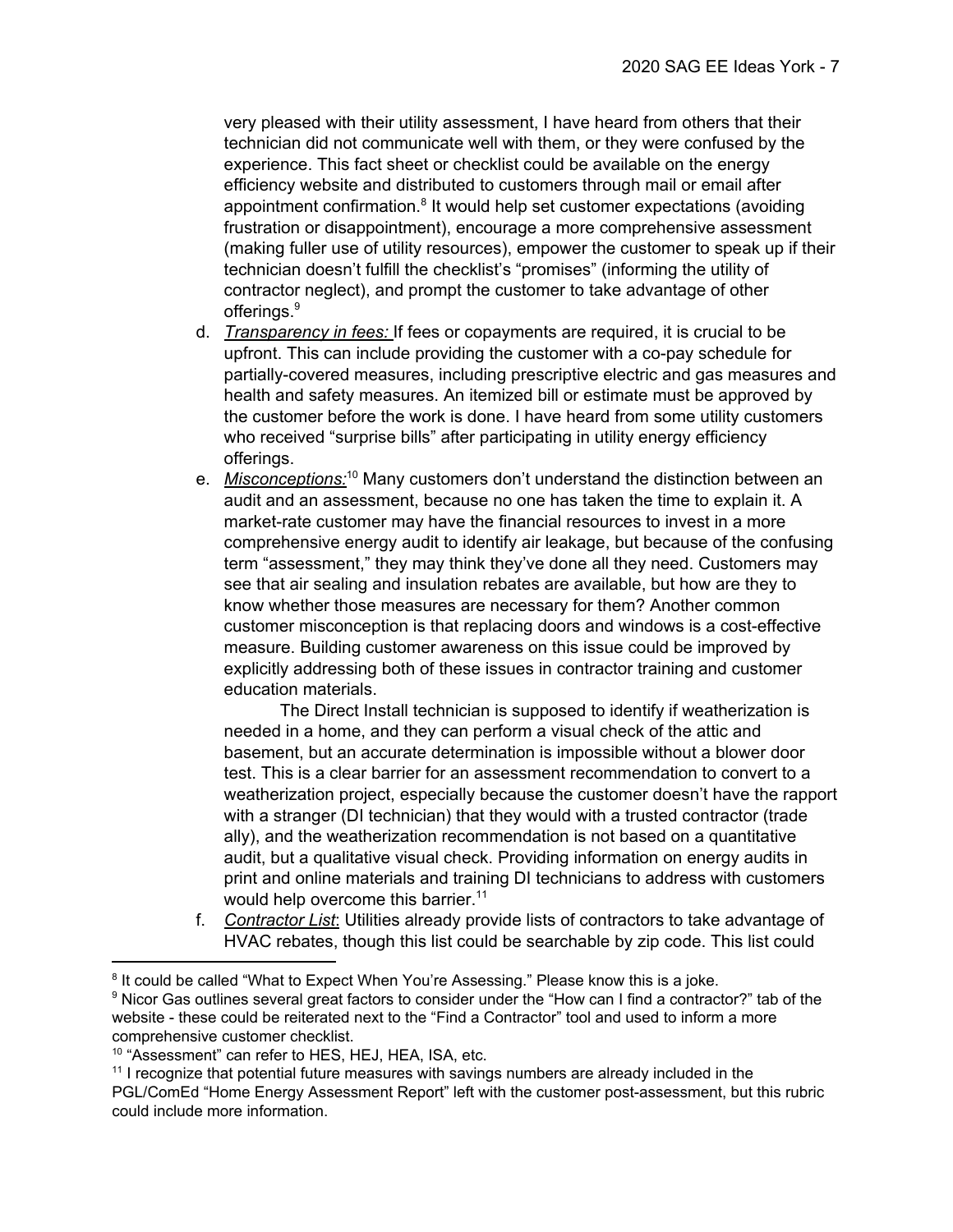very pleased with their utility assessment, I have heard from others that their technician did not communicate well with them, or they were confused by the experience. This fact sheet or checklist could be available on the energy efficiency website and distributed to customers through mail or email after appointment confirmation.[8] It would help set customer expectations (avoiding frustration or disappointment), encourage a more comprehensive assessment (making fuller use of utility resources), empower the customer to speak up if their technician doesn't fulfill the checklist's "promises" (informing the utility of contractor neglect), and prompt the customer to take advantage of other offerings.[9]

d. *Transparency in fees:* If fees or copayments are required, it is crucial to be upfront. This can include providing the customer with a co-pay schedule for partially-covered measures, including prescriptive electric and gas measures and health and safety measures. An itemized bill or estimate must be approved by the customer before the work is done. I have heard from some utility customers who received "surprise bills" after participating in utility energy efficiency offerings.

e. *Misconceptions:*[10] Many customers don't understand the distinction between an audit and an assessment, because no one has taken the time to explain it. A market-rate customer may have the financial resources to invest in a more comprehensive energy audit to identify air leakage, but because of the confusing term "assessment," they may think they've done all they need. Customers may see that air sealing and insulation rebates are available, but how are they to know whether those measures are necessary for them? Another common customer misconception is that replacing doors and windows is a cost-effective measure. Building customer awareness on this issue could be improved by explicitly addressing both of these issues in contractor training and customer education materials.

   The Direct Install technician is supposed to identify if weatherization is needed in a home, and they can perform a visual check of the attic and basement, but an accurate determination is impossible without a blower door test. This is a clear barrier for an assessment recommendation to convert to a weatherization project, especially because the customer doesn't have the rapport with a stranger (DI technician) that they would with a trusted contractor (trade ally), and the weatherization recommendation is not based on a quantitative audit, but a qualitative visual check. Providing information on energy audits in print and online materials and training DI technicians to address with customers would help overcome this barrier.[11]

f. *Contractor List*: Utilities already provide lists of contractors to take advantage of HVAC rebates, though this list could be searchable by zip code. This list could

---

[8] It could be called "What to Expect When You're Assessing." Please know this is a joke.

[9] Nicor Gas outlines several great factors to consider under the "How can I find a contractor?" tab of the website - these could be reiterated next to the "Find a Contractor" tool and used to inform a more comprehensive customer checklist.

[10] "Assessment" can refer to HES, HEJ, HEA, ISA, etc.

[11] I recognize that potential future measures with savings numbers are already included in the PGL/ComEd "Home Energy Assessment Report" left with the customer post-assessment, but this rubric could include more information.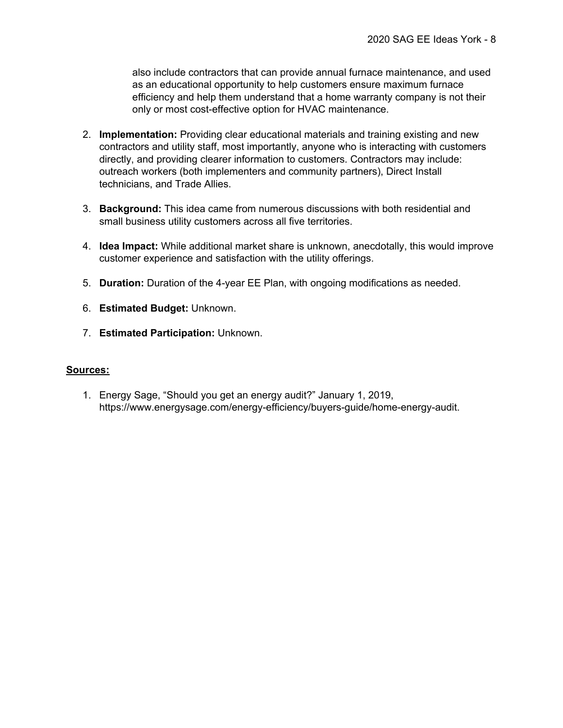also include contractors that can provide annual furnace maintenance, and used as an educational opportunity to help customers ensure maximum furnace efficiency and help them understand that a home warranty company is not their only or most cost-effective option for HVAC maintenance.

2. **Implementation:** Providing clear educational materials and training existing and new contractors and utility staff, most importantly, anyone who is interacting with customers directly, and providing clearer information to customers. Contractors may include: outreach workers (both implementers and community partners), Direct Install technicians, and Trade Allies.

3. **Background:** This idea came from numerous discussions with both residential and small business utility customers across all five territories.

4. **Idea Impact:** While additional market share is unknown, anecdotally, this would improve customer experience and satisfaction with the utility offerings.

5. **Duration:** Duration of the 4-year EE Plan, with ongoing modifications as needed.

6. **Estimated Budget:** Unknown.

7. **Estimated Participation:** Unknown.

**Sources:**

1. Energy Sage, "Should you get an energy audit?" January 1, 2019, https://www.energysage.com/energy-efficiency/buyers-guide/home-energy-audit.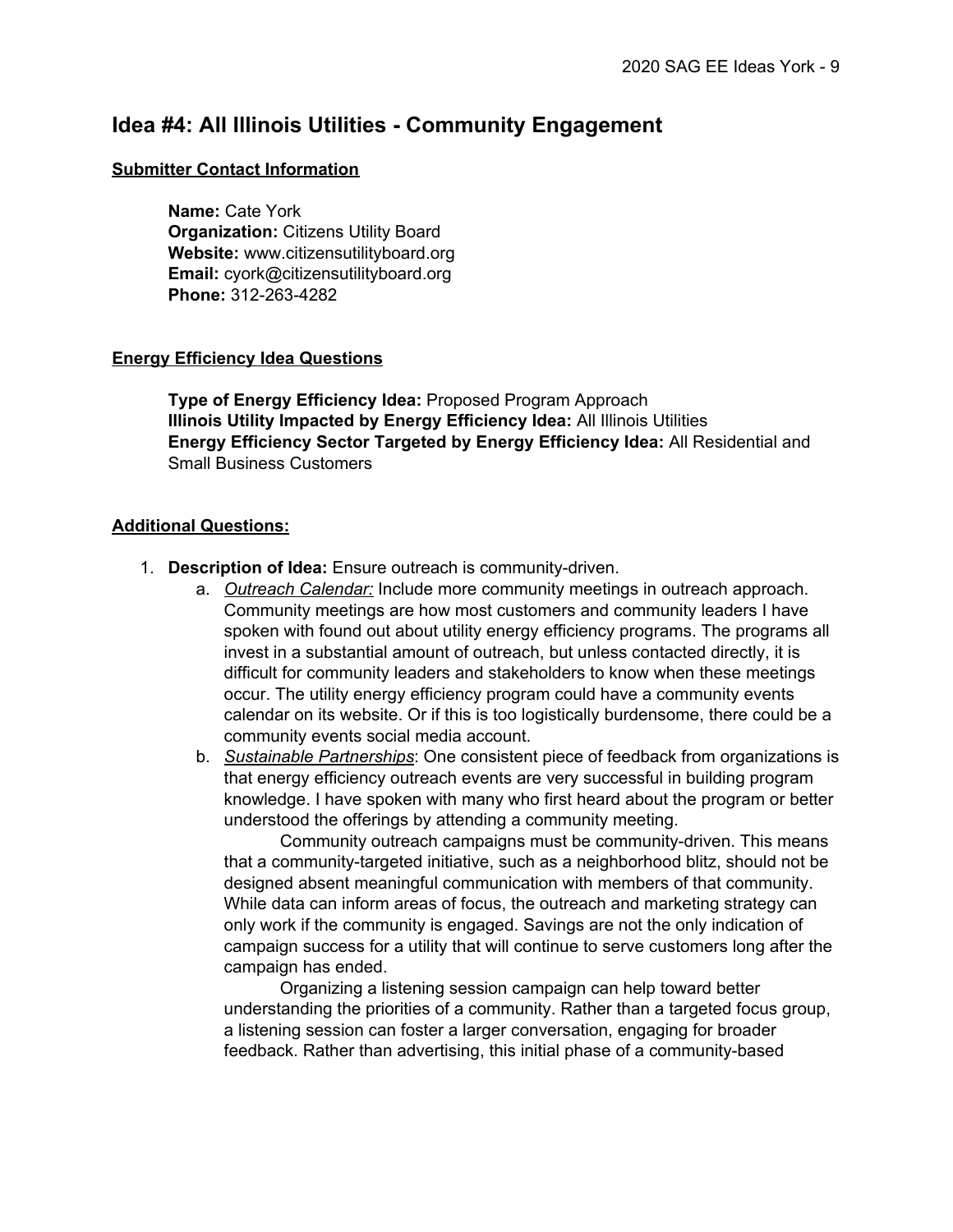## Idea #4: All Illinois Utilities - Community Engagement

**Submitter Contact Information**

**Name:** Cate York
**Organization:** Citizens Utility Board
**Website:** www.citizensutilityboard.org
**Email:** cyork@citizensutilityboard.org
**Phone:** 312-263-4282

**Energy Efficiency Idea Questions**

**Type of Energy Efficiency Idea:** Proposed Program Approach
**Illinois Utility Impacted by Energy Efficiency Idea:** All Illinois Utilities
**Energy Efficiency Sector Targeted by Energy Efficiency Idea:** All Residential and Small Business Customers

**Additional Questions:**

1. **Description of Idea:** Ensure outreach is community-driven.
   a. *Outreach Calendar:* Include more community meetings in outreach approach. Community meetings are how most customers and community leaders I have spoken with found out about utility energy efficiency programs. The programs all invest in a substantial amount of outreach, but unless contacted directly, it is difficult for community leaders and stakeholders to know when these meetings occur. The utility energy efficiency program could have a community events calendar on its website. Or if this is too logistically burdensome, there could be a community events social media account.
   b. *Sustainable Partnerships*: One consistent piece of feedback from organizations is that energy efficiency outreach events are very successful in building program knowledge. I have spoken with many who first heard about the program or better understood the offerings by attending a community meeting.

      Community outreach campaigns must be community-driven. This means that a community-targeted initiative, such as a neighborhood blitz, should not be designed absent meaningful communication with members of that community. While data can inform areas of focus, the outreach and marketing strategy can only work if the community is engaged. Savings are not the only indication of campaign success for a utility that will continue to serve customers long after the campaign has ended.

      Organizing a listening session campaign can help toward better understanding the priorities of a community. Rather than a targeted focus group, a listening session can foster a larger conversation, engaging for broader feedback. Rather than advertising, this initial phase of a community-based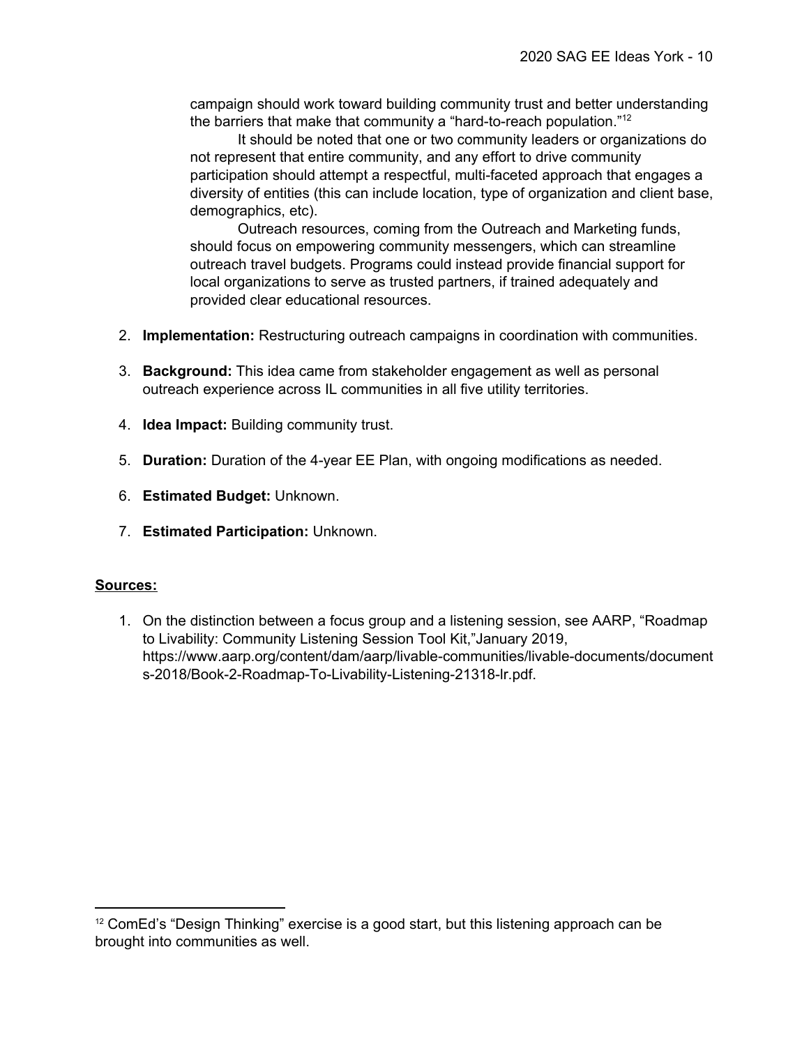campaign should work toward building community trust and better understanding the barriers that make that community a "hard-to-reach population."[12]

It should be noted that one or two community leaders or organizations do not represent that entire community, and any effort to drive community participation should attempt a respectful, multi-faceted approach that engages a diversity of entities (this can include location, type of organization and client base, demographics, etc).

Outreach resources, coming from the Outreach and Marketing funds, should focus on empowering community messengers, which can streamline outreach travel budgets. Programs could instead provide financial support for local organizations to serve as trusted partners, if trained adequately and provided clear educational resources.

2. **Implementation:** Restructuring outreach campaigns in coordination with communities.

3. **Background:** This idea came from stakeholder engagement as well as personal outreach experience across IL communities in all five utility territories.

4. **Idea Impact:** Building community trust.

5. **Duration:** Duration of the 4-year EE Plan, with ongoing modifications as needed.

6. **Estimated Budget:** Unknown.

7. **Estimated Participation:** Unknown.

**Sources:**

1. On the distinction between a focus group and a listening session, see AARP, "Roadmap to Livability: Community Listening Session Tool Kit,"January 2019, https://www.aarp.org/content/dam/aarp/livable-communities/livable-documents/documents-2018/Book-2-Roadmap-To-Livability-Listening-21318-lr.pdf.

---

[12] ComEd's "Design Thinking" exercise is a good start, but this listening approach can be brought into communities as well.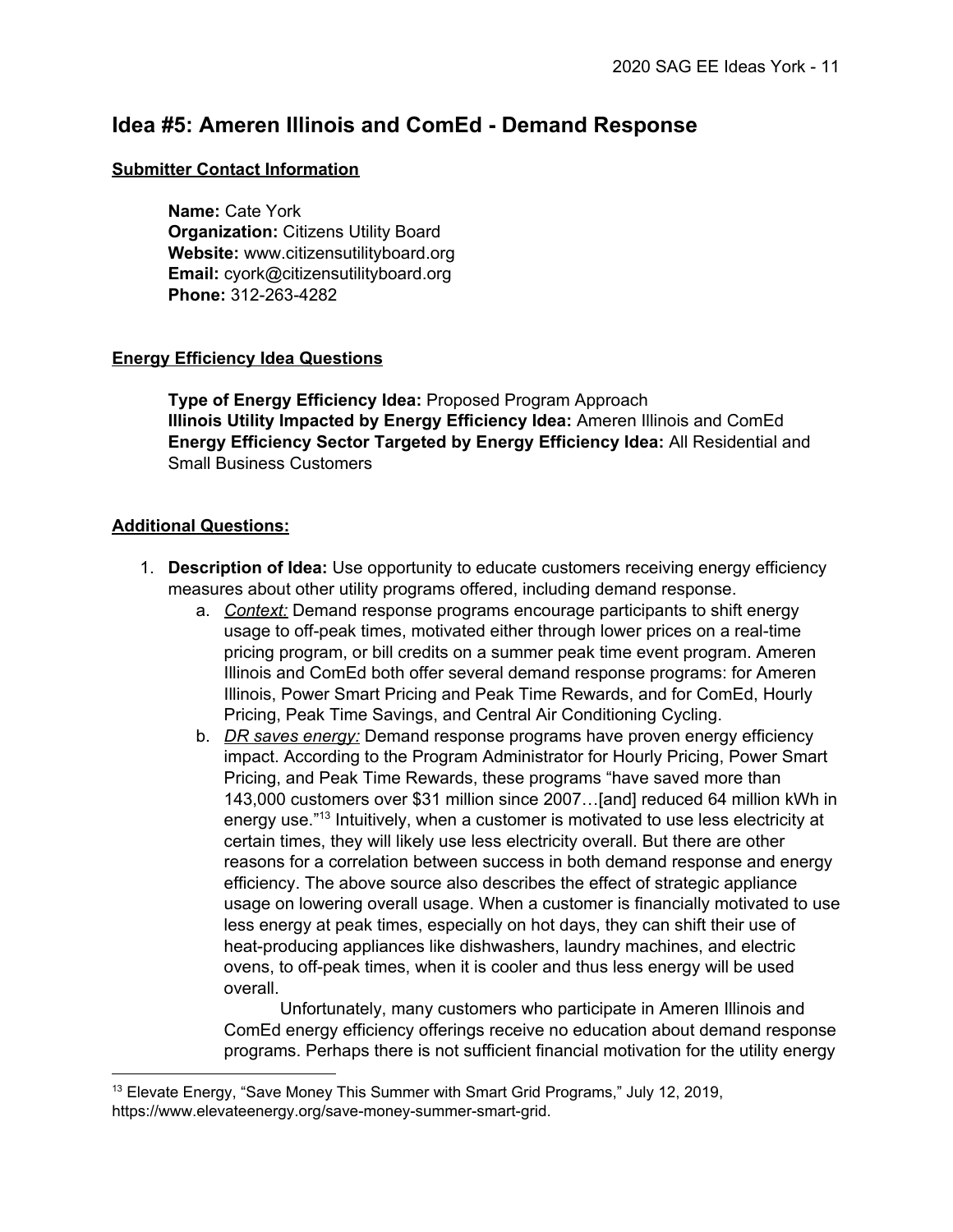## Idea #5: Ameren Illinois and ComEd - Demand Response

**Submitter Contact Information**

**Name:** Cate York
**Organization:** Citizens Utility Board
**Website:** www.citizensutilityboard.org
**Email:** cyork@citizensutilityboard.org
**Phone:** 312-263-4282

**Energy Efficiency Idea Questions**

**Type of Energy Efficiency Idea:** Proposed Program Approach
**Illinois Utility Impacted by Energy Efficiency Idea:** Ameren Illinois and ComEd
**Energy Efficiency Sector Targeted by Energy Efficiency Idea:** All Residential and Small Business Customers

**Additional Questions:**

1. **Description of Idea:** Use opportunity to educate customers receiving energy efficiency measures about other utility programs offered, including demand response.
   a. *Context:* Demand response programs encourage participants to shift energy usage to off-peak times, motivated either through lower prices on a real-time pricing program, or bill credits on a summer peak time event program. Ameren Illinois and ComEd both offer several demand response programs: for Ameren Illinois, Power Smart Pricing and Peak Time Rewards, and for ComEd, Hourly Pricing, Peak Time Savings, and Central Air Conditioning Cycling.
   b. *DR saves energy:* Demand response programs have proven energy efficiency impact. According to the Program Administrator for Hourly Pricing, Power Smart Pricing, and Peak Time Rewards, these programs "have saved more than 143,000 customers over $31 million since 2007…[and] reduced 64 million kWh in energy use."[13] Intuitively, when a customer is motivated to use less electricity at certain times, they will likely use less electricity overall. But there are other reasons for a correlation between success in both demand response and energy efficiency. The above source also describes the effect of strategic appliance usage on lowering overall usage. When a customer is financially motivated to use less energy at peak times, especially on hot days, they can shift their use of heat-producing appliances like dishwashers, laundry machines, and electric ovens, to off-peak times, when it is cooler and thus less energy will be used overall.

      Unfortunately, many customers who participate in Ameren Illinois and ComEd energy efficiency offerings receive no education about demand response programs. Perhaps there is not sufficient financial motivation for the utility energy

[13] Elevate Energy, "Save Money This Summer with Smart Grid Programs," July 12, 2019, https://www.elevateenergy.org/save-money-summer-smart-grid.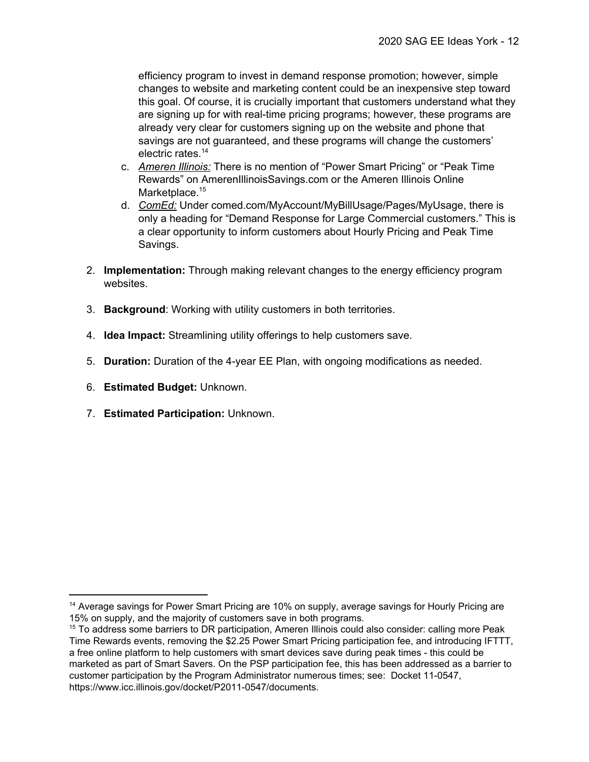efficiency program to invest in demand response promotion; however, simple changes to website and marketing content could be an inexpensive step toward this goal. Of course, it is crucially important that customers understand what they are signing up for with real-time pricing programs; however, these programs are already very clear for customers signing up on the website and phone that savings are not guaranteed, and these programs will change the customers' electric rates.[14]

   c. *Ameren Illinois:* There is no mention of "Power Smart Pricing" or "Peak Time Rewards" on AmerenIllinoisSavings.com or the Ameren Illinois Online Marketplace.[15]

   d. *ComEd:* Under comed.com/MyAccount/MyBillUsage/Pages/MyUsage, there is only a heading for "Demand Response for Large Commercial customers." This is a clear opportunity to inform customers about Hourly Pricing and Peak Time Savings.

2. **Implementation:** Through making relevant changes to the energy efficiency program websites.

3. **Background**: Working with utility customers in both territories.

4. **Idea Impact:** Streamlining utility offerings to help customers save.

5. **Duration:** Duration of the 4-year EE Plan, with ongoing modifications as needed.

6. **Estimated Budget:** Unknown.

7. **Estimated Participation:** Unknown.

---

[14] Average savings for Power Smart Pricing are 10% on supply, average savings for Hourly Pricing are 15% on supply, and the majority of customers save in both programs.

[15] To address some barriers to DR participation, Ameren Illinois could also consider: calling more Peak Time Rewards events, removing the $2.25 Power Smart Pricing participation fee, and introducing IFTTT, a free online platform to help customers with smart devices save during peak times - this could be marketed as part of Smart Savers. On the PSP participation fee, this has been addressed as a barrier to customer participation by the Program Administrator numerous times; see: Docket 11-0547, https://www.icc.illinois.gov/docket/P2011-0547/documents.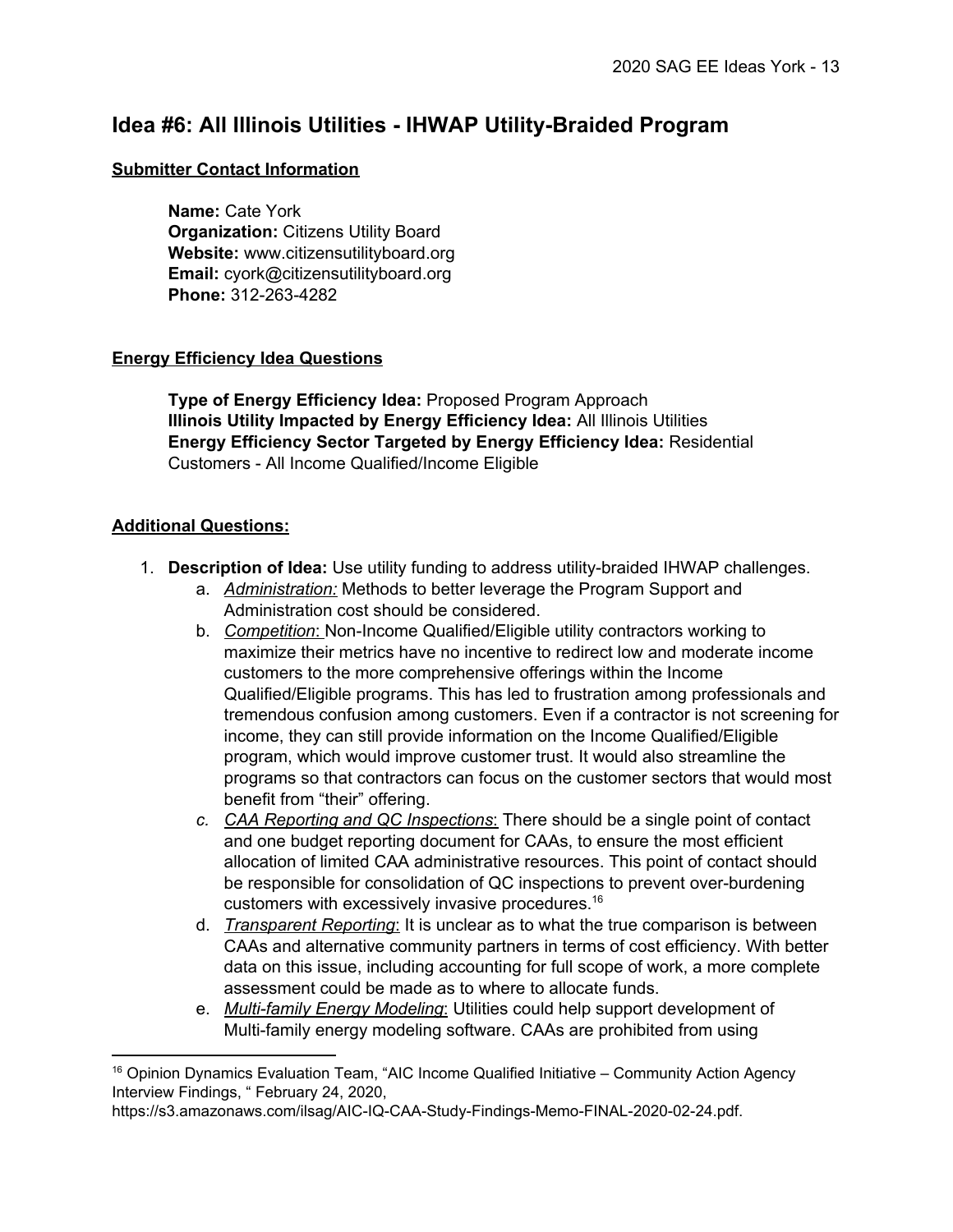## Idea #6: All Illinois Utilities - IHWAP Utility-Braided Program

**Submitter Contact Information**

**Name:** Cate York
**Organization:** Citizens Utility Board
**Website:** www.citizensutilityboard.org
**Email:** cyork@citizensutilityboard.org
**Phone:** 312-263-4282

**Energy Efficiency Idea Questions**

**Type of Energy Efficiency Idea:** Proposed Program Approach
**Illinois Utility Impacted by Energy Efficiency Idea:** All Illinois Utilities
**Energy Efficiency Sector Targeted by Energy Efficiency Idea:** Residential Customers - All Income Qualified/Income Eligible

**Additional Questions:**

1. **Description of Idea:** Use utility funding to address utility-braided IHWAP challenges.
   a. *Administration:* Methods to better leverage the Program Support and Administration cost should be considered.
   b. *Competition*: Non-Income Qualified/Eligible utility contractors working to maximize their metrics have no incentive to redirect low and moderate income customers to the more comprehensive offerings within the Income Qualified/Eligible programs. This has led to frustration among professionals and tremendous confusion among customers. Even if a contractor is not screening for income, they can still provide information on the Income Qualified/Eligible program, which would improve customer trust. It would also streamline the programs so that contractors can focus on the customer sectors that would most benefit from "their" offering.
   c. *CAA Reporting and QC Inspections*: There should be a single point of contact and one budget reporting document for CAAs, to ensure the most efficient allocation of limited CAA administrative resources. This point of contact should be responsible for consolidation of QC inspections to prevent over-burdening customers with excessively invasive procedures.[16]
   d. *Transparent Reporting*: It is unclear as to what the true comparison is between CAAs and alternative community partners in terms of cost efficiency. With better data on this issue, including accounting for full scope of work, a more complete assessment could be made as to where to allocate funds.
   e. *Multi-family Energy Modeling*: Utilities could help support development of Multi-family energy modeling software. CAAs are prohibited from using

[16] Opinion Dynamics Evaluation Team, "AIC Income Qualified Initiative – Community Action Agency Interview Findings, " February 24, 2020, https://s3.amazonaws.com/ilsag/AIC-IQ-CAA-Study-Findings-Memo-FINAL-2020-02-24.pdf.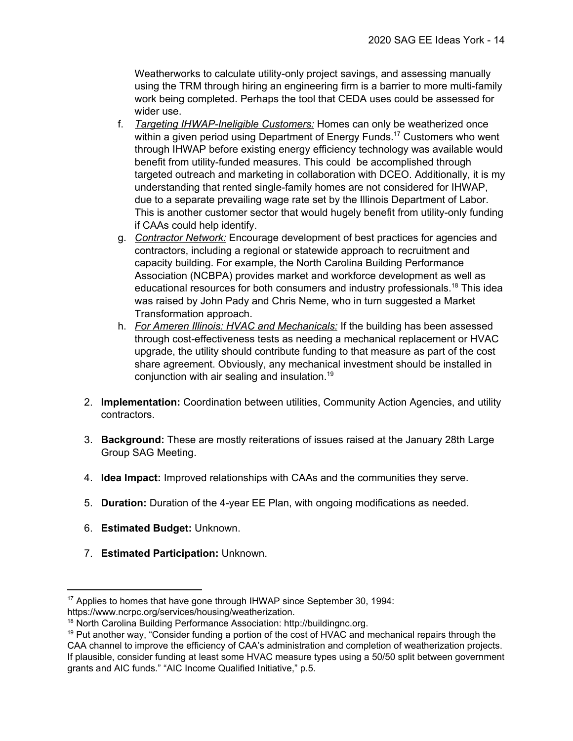Weatherworks to calculate utility-only project savings, and assessing manually using the TRM through hiring an engineering firm is a barrier to more multi-family work being completed. Perhaps the tool that CEDA uses could be assessed for wider use.

f. *Targeting IHWAP-Ineligible Customers:* Homes can only be weatherized once within a given period using Department of Energy Funds.[17] Customers who went through IHWAP before existing energy efficiency technology was available would benefit from utility-funded measures. This could be accomplished through targeted outreach and marketing in collaboration with DCEO. Additionally, it is my understanding that rented single-family homes are not considered for IHWAP, due to a separate prevailing wage rate set by the Illinois Department of Labor. This is another customer sector that would hugely benefit from utility-only funding if CAAs could help identify.

g. *Contractor Network:* Encourage development of best practices for agencies and contractors, including a regional or statewide approach to recruitment and capacity building. For example, the North Carolina Building Performance Association (NCBPA) provides market and workforce development as well as educational resources for both consumers and industry professionals.[18] This idea was raised by John Pady and Chris Neme, who in turn suggested a Market Transformation approach.

h. *For Ameren Illinois: HVAC and Mechanicals:* If the building has been assessed through cost-effectiveness tests as needing a mechanical replacement or HVAC upgrade, the utility should contribute funding to that measure as part of the cost share agreement. Obviously, any mechanical investment should be installed in conjunction with air sealing and insulation.[19]

2. **Implementation:** Coordination between utilities, Community Action Agencies, and utility contractors.

3. **Background:** These are mostly reiterations of issues raised at the January 28th Large Group SAG Meeting.

4. **Idea Impact:** Improved relationships with CAAs and the communities they serve.

5. **Duration:** Duration of the 4-year EE Plan, with ongoing modifications as needed.

6. **Estimated Budget:** Unknown.

7. **Estimated Participation:** Unknown.

---

[17] Applies to homes that have gone through IHWAP since September 30, 1994: https://www.ncrpc.org/services/housing/weatherization.

[18] North Carolina Building Performance Association: http://buildingnc.org.

[19] Put another way, "Consider funding a portion of the cost of HVAC and mechanical repairs through the CAA channel to improve the efficiency of CAA's administration and completion of weatherization projects. If plausible, consider funding at least some HVAC measure types using a 50/50 split between government grants and AIC funds." "AIC Income Qualified Initiative," p.5.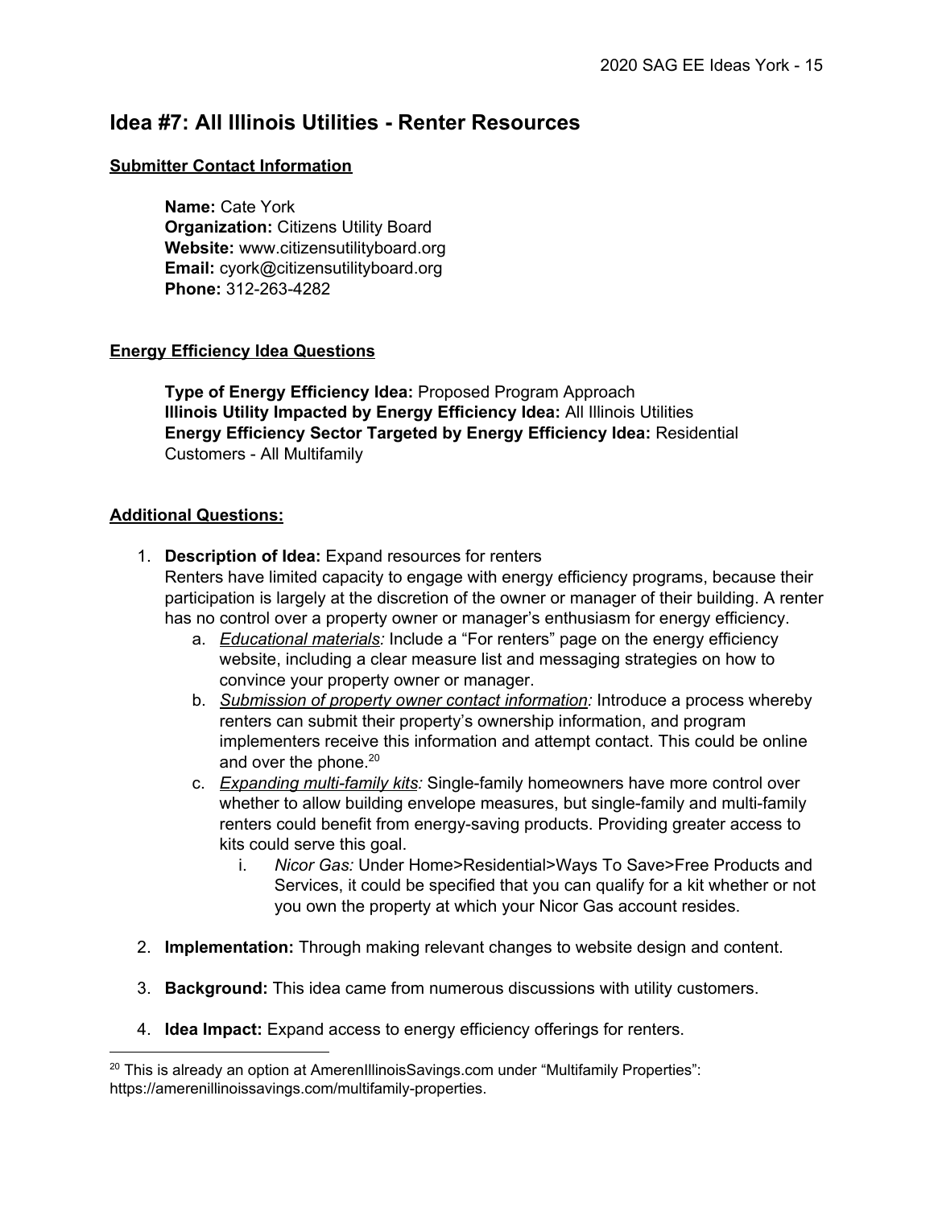## Idea #7: All Illinois Utilities - Renter Resources

**Submitter Contact Information**

**Name:** Cate York
**Organization:** Citizens Utility Board
**Website:** www.citizensutilityboard.org
**Email:** cyork@citizensutilityboard.org
**Phone:** 312-263-4282

**Energy Efficiency Idea Questions**

**Type of Energy Efficiency Idea:** Proposed Program Approach
**Illinois Utility Impacted by Energy Efficiency Idea:** All Illinois Utilities
**Energy Efficiency Sector Targeted by Energy Efficiency Idea:** Residential Customers - All Multifamily

**Additional Questions:**

1. **Description of Idea:** Expand resources for renters
   Renters have limited capacity to engage with energy efficiency programs, because their participation is largely at the discretion of the owner or manager of their building. A renter has no control over a property owner or manager's enthusiasm for energy efficiency.
   a. *Educational materials:* Include a "For renters" page on the energy efficiency website, including a clear measure list and messaging strategies on how to convince your property owner or manager.
   b. *Submission of property owner contact information:* Introduce a process whereby renters can submit their property's ownership information, and program implementers receive this information and attempt contact. This could be online and over the phone.[20]
   c. *Expanding multi-family kits:* Single-family homeowners have more control over whether to allow building envelope measures, but single-family and multi-family renters could benefit from energy-saving products. Providing greater access to kits could serve this goal.
      i. *Nicor Gas:* Under Home>Residential>Ways To Save>Free Products and Services, it could be specified that you can qualify for a kit whether or not you own the property at which your Nicor Gas account resides.
2. **Implementation:** Through making relevant changes to website design and content.
3. **Background:** This idea came from numerous discussions with utility customers.
4. **Idea Impact:** Expand access to energy efficiency offerings for renters.

[20] This is already an option at AmerenIllinoisSavings.com under "Multifamily Properties": https://amerenillinoissavings.com/multifamily-properties.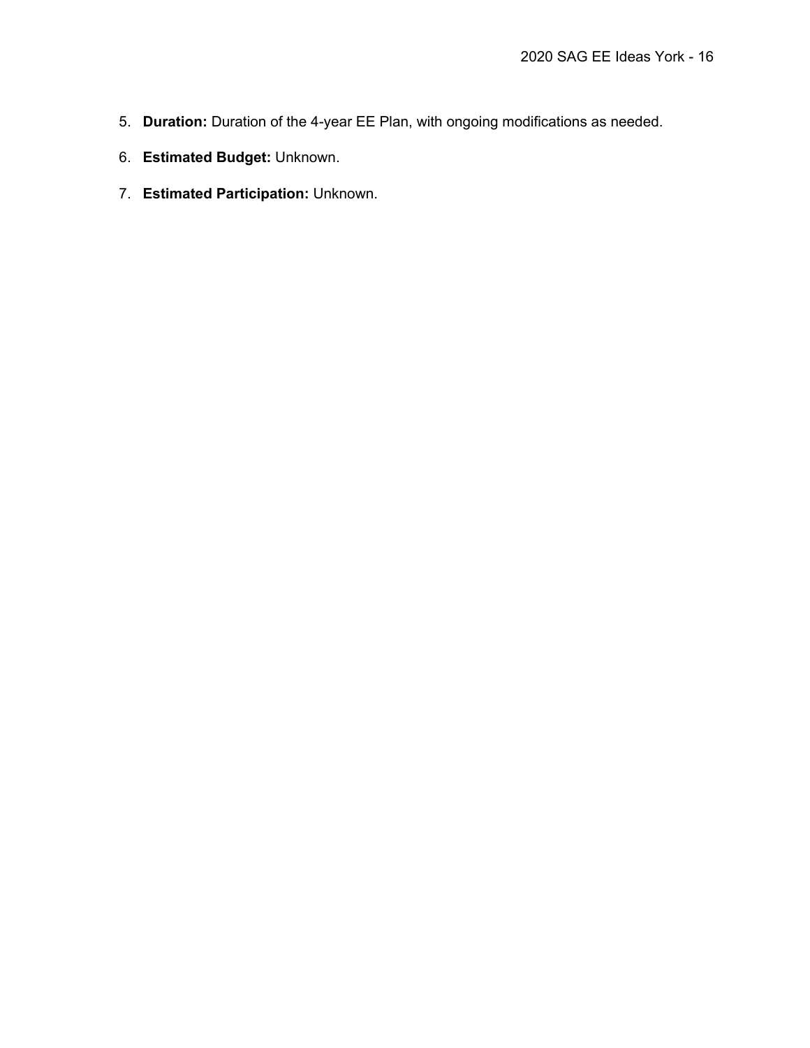5. **Duration:** Duration of the 4-year EE Plan, with ongoing modifications as needed.

6. **Estimated Budget:** Unknown.

7. **Estimated Participation:** Unknown.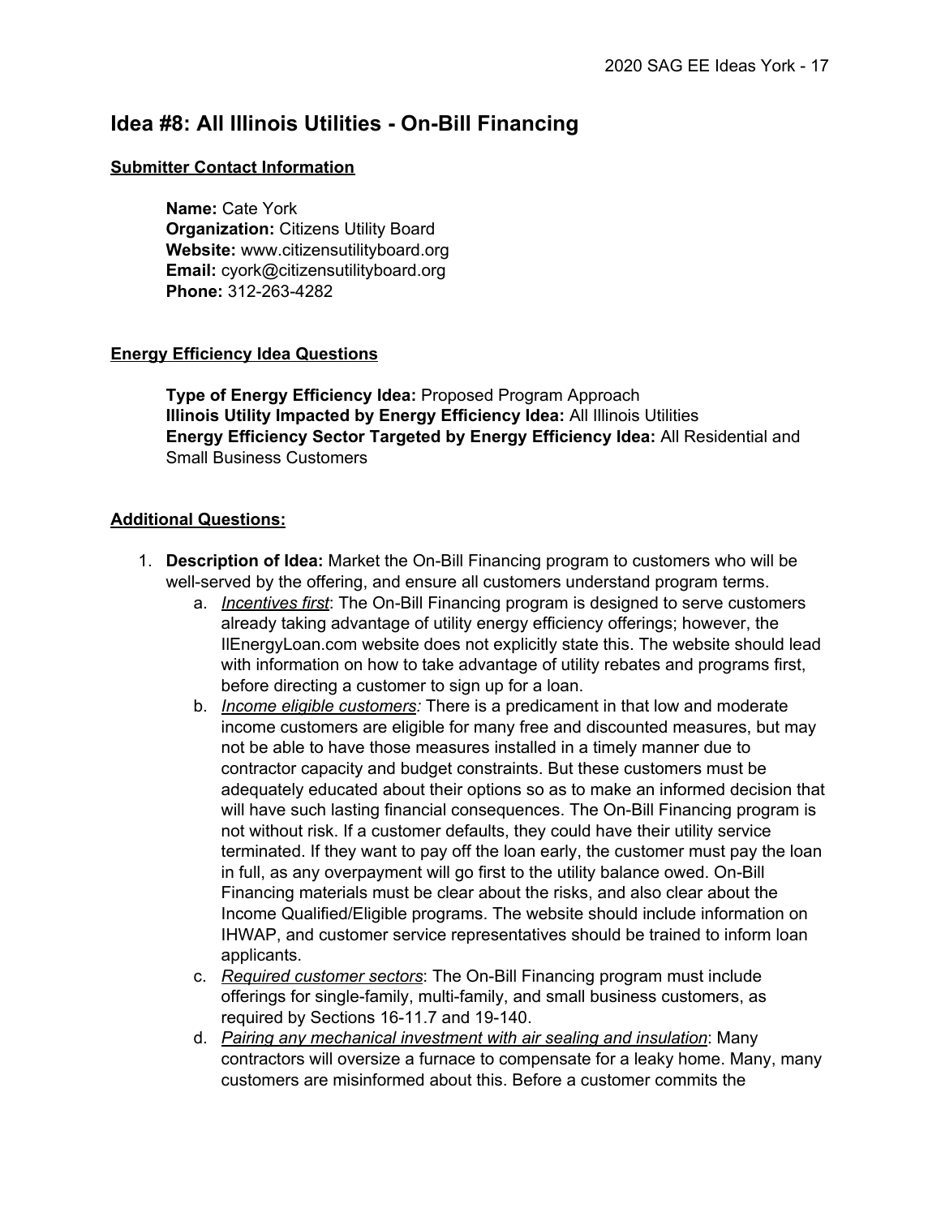## Idea #8: All Illinois Utilities - On-Bill Financing

**Submitter Contact Information**

**Name:** Cate York
**Organization:** Citizens Utility Board
**Website:** www.citizensutilityboard.org
**Email:** cyork@citizensutilityboard.org
**Phone:** 312-263-4282

**Energy Efficiency Idea Questions**

**Type of Energy Efficiency Idea:** Proposed Program Approach
**Illinois Utility Impacted by Energy Efficiency Idea:** All Illinois Utilities
**Energy Efficiency Sector Targeted by Energy Efficiency Idea:** All Residential and Small Business Customers

**Additional Questions:**

1. **Description of Idea:** Market the On-Bill Financing program to customers who will be well-served by the offering, and ensure all customers understand program terms.
   a. *Incentives first*: The On-Bill Financing program is designed to serve customers already taking advantage of utility energy efficiency offerings; however, the IlEnergyLoan.com website does not explicitly state this. The website should lead with information on how to take advantage of utility rebates and programs first, before directing a customer to sign up for a loan.
   b. *Income eligible customers:* There is a predicament in that low and moderate income customers are eligible for many free and discounted measures, but may not be able to have those measures installed in a timely manner due to contractor capacity and budget constraints. But these customers must be adequately educated about their options so as to make an informed decision that will have such lasting financial consequences. The On-Bill Financing program is not without risk. If a customer defaults, they could have their utility service terminated. If they want to pay off the loan early, the customer must pay the loan in full, as any overpayment will go first to the utility balance owed. On-Bill Financing materials must be clear about the risks, and also clear about the Income Qualified/Eligible programs. The website should include information on IHWAP, and customer service representatives should be trained to inform loan applicants.
   c. *Required customer sectors*: The On-Bill Financing program must include offerings for single-family, multi-family, and small business customers, as required by Sections 16-11.7 and 19-140.
   d. *Pairing any mechanical investment with air sealing and insulation*: Many contractors will oversize a furnace to compensate for a leaky home. Many, many customers are misinformed about this. Before a customer commits the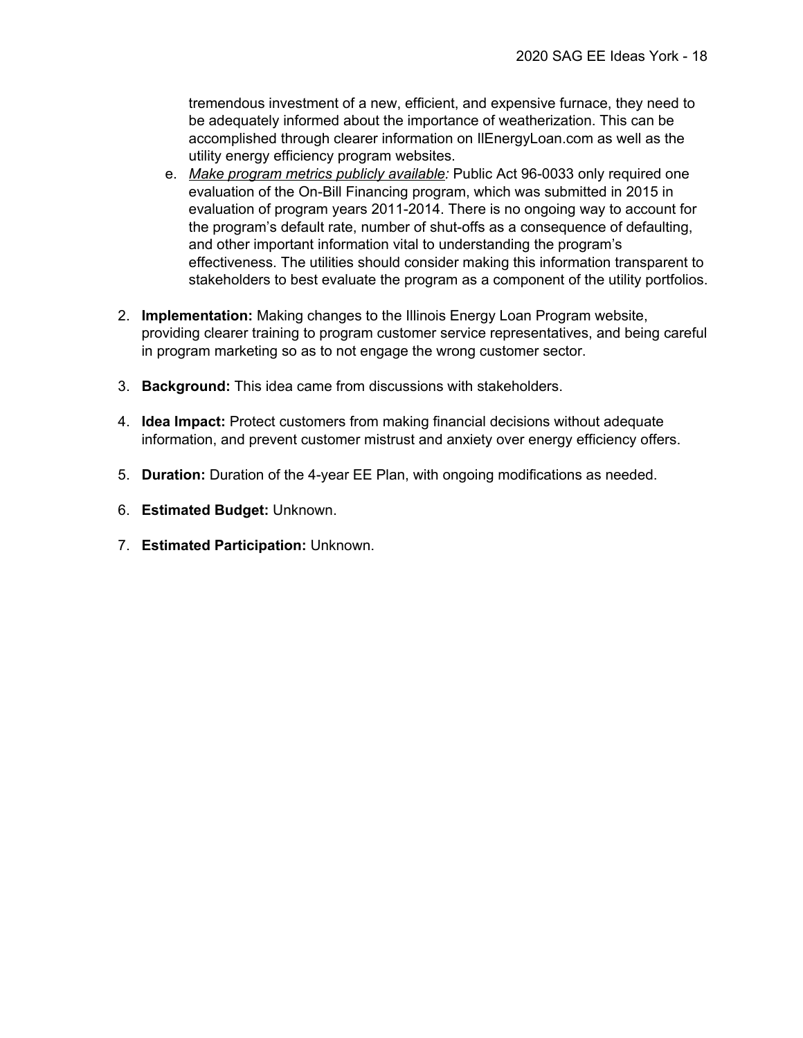tremendous investment of a new, efficient, and expensive furnace, they need to be adequately informed about the importance of weatherization. This can be accomplished through clearer information on IlEnergyLoan.com as well as the utility energy efficiency program websites.

e. *Make program metrics publicly available:* Public Act 96-0033 only required one evaluation of the On-Bill Financing program, which was submitted in 2015 in evaluation of program years 2011-2014. There is no ongoing way to account for the program's default rate, number of shut-offs as a consequence of defaulting, and other important information vital to understanding the program's effectiveness. The utilities should consider making this information transparent to stakeholders to best evaluate the program as a component of the utility portfolios.

2. **Implementation:** Making changes to the Illinois Energy Loan Program website, providing clearer training to program customer service representatives, and being careful in program marketing so as to not engage the wrong customer sector.

3. **Background:** This idea came from discussions with stakeholders.

4. **Idea Impact:** Protect customers from making financial decisions without adequate information, and prevent customer mistrust and anxiety over energy efficiency offers.

5. **Duration:** Duration of the 4-year EE Plan, with ongoing modifications as needed.

6. **Estimated Budget:** Unknown.

7. **Estimated Participation:** Unknown.